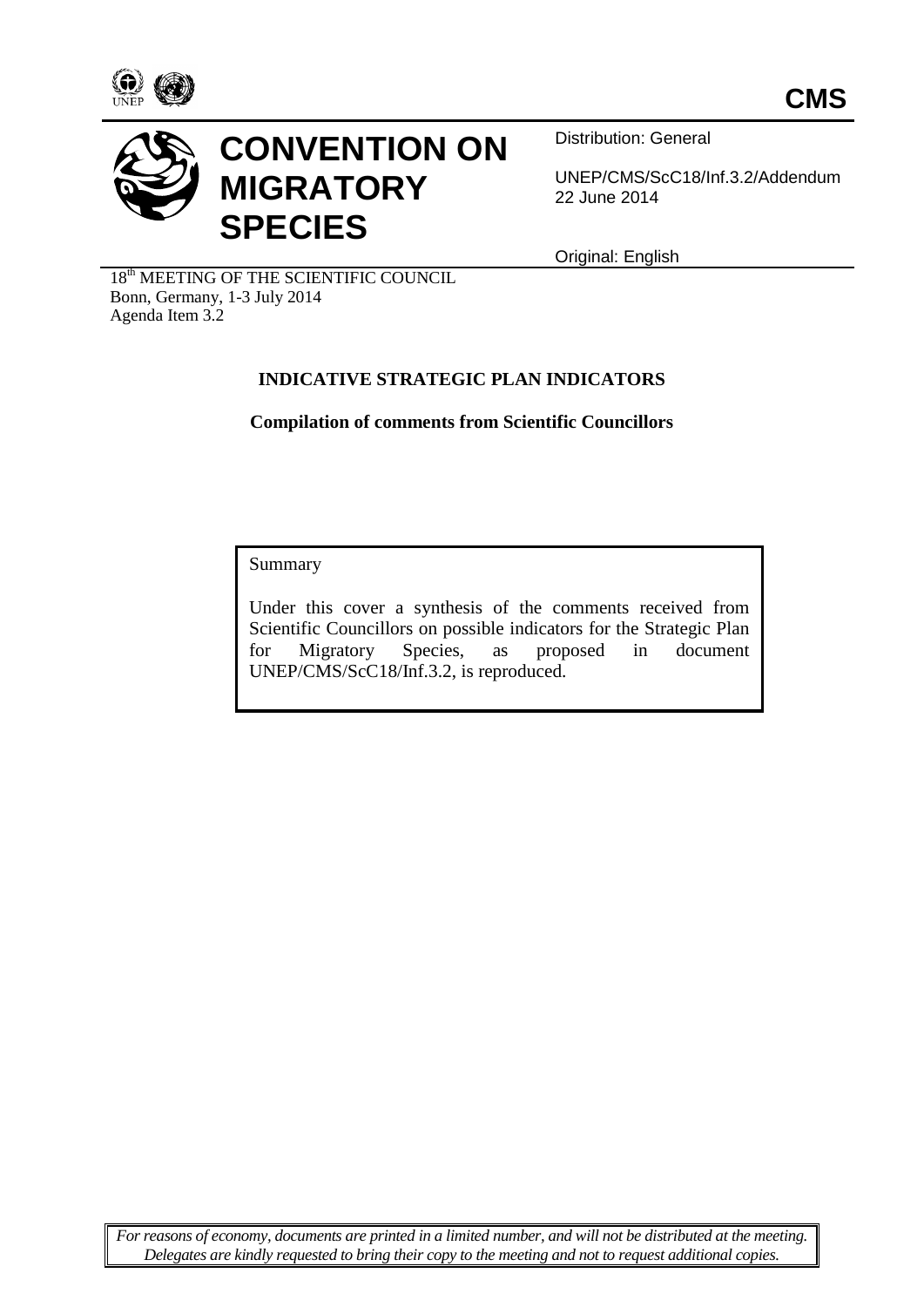CMS

# CONVENTION ON MIGRATORY SPECIES

Distribution: General

UNEP/CMS/ScC18/Inf.3.2/Addendum
22 June 2014

Original: English

18th MEETING OF THE SCIENTIFIC COUNCIL
Bonn, Germany, 1-3 July 2014
Agenda Item 3.2

## INDICATIVE STRATEGIC PLAN INDICATORS

**Compilation of comments from Scientific Councillors**

Summary

Under this cover a synthesis of the comments received from Scientific Councillors on possible indicators for the Strategic Plan for Migratory Species, as proposed in document UNEP/CMS/ScC18/Inf.3.2, is reproduced.

*For reasons of economy, documents are printed in a limited number, and will not be distributed at the meeting. Delegates are kindly requested to bring their copy to the meeting and not to request additional copies.*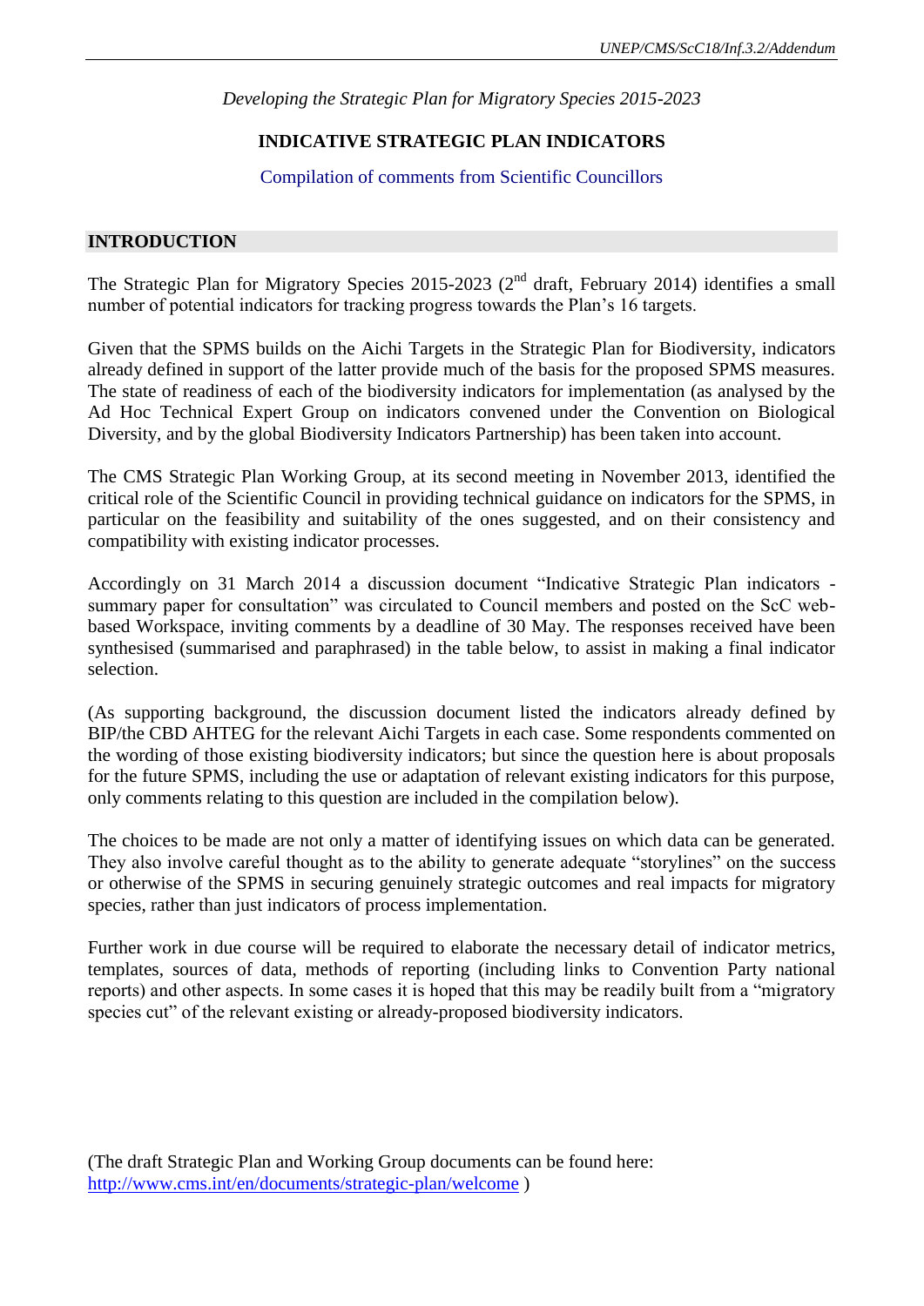*Developing the Strategic Plan for Migratory Species 2015-2023*

**INDICATIVE STRATEGIC PLAN INDICATORS**

Compilation of comments from Scientific Councillors

## INTRODUCTION

The Strategic Plan for Migratory Species 2015-2023 (2nd draft, February 2014) identifies a small number of potential indicators for tracking progress towards the Plan's 16 targets.

Given that the SPMS builds on the Aichi Targets in the Strategic Plan for Biodiversity, indicators already defined in support of the latter provide much of the basis for the proposed SPMS measures. The state of readiness of each of the biodiversity indicators for implementation (as analysed by the Ad Hoc Technical Expert Group on indicators convened under the Convention on Biological Diversity, and by the global Biodiversity Indicators Partnership) has been taken into account.

The CMS Strategic Plan Working Group, at its second meeting in November 2013, identified the critical role of the Scientific Council in providing technical guidance on indicators for the SPMS, in particular on the feasibility and suitability of the ones suggested, and on their consistency and compatibility with existing indicator processes.

Accordingly on 31 March 2014 a discussion document "Indicative Strategic Plan indicators - summary paper for consultation" was circulated to Council members and posted on the ScC web-based Workspace, inviting comments by a deadline of 30 May. The responses received have been synthesised (summarised and paraphrased) in the table below, to assist in making a final indicator selection.

(As supporting background, the discussion document listed the indicators already defined by BIP/the CBD AHTEG for the relevant Aichi Targets in each case. Some respondents commented on the wording of those existing biodiversity indicators; but since the question here is about proposals for the future SPMS, including the use or adaptation of relevant existing indicators for this purpose, only comments relating to this question are included in the compilation below).

The choices to be made are not only a matter of identifying issues on which data can be generated. They also involve careful thought as to the ability to generate adequate "storylines" on the success or otherwise of the SPMS in securing genuinely strategic outcomes and real impacts for migratory species, rather than just indicators of process implementation.

Further work in due course will be required to elaborate the necessary detail of indicator metrics, templates, sources of data, methods of reporting (including links to Convention Party national reports) and other aspects. In some cases it is hoped that this may be readily built from a "migratory species cut" of the relevant existing or already-proposed biodiversity indicators.

(The draft Strategic Plan and Working Group documents can be found here: http://www.cms.int/en/documents/strategic-plan/welcome )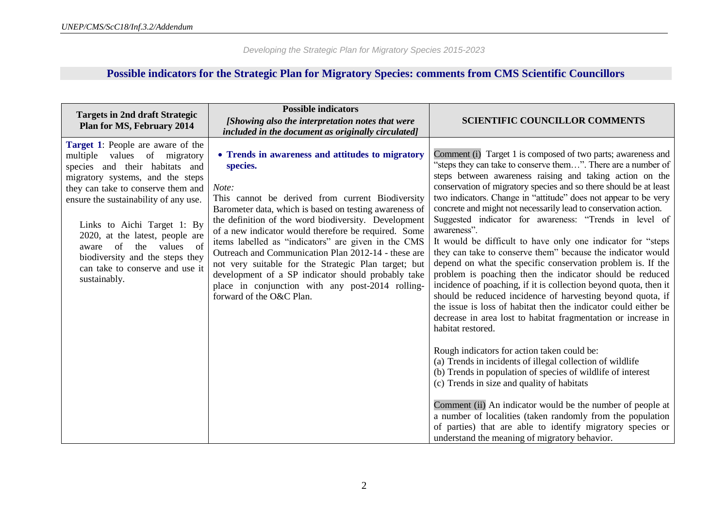*Developing the Strategic Plan for Migratory Species 2015-2023*

## Possible indicators for the Strategic Plan for Migratory Species: comments from CMS Scientific Councillors

| Targets in 2nd draft Strategic Plan for MS, February 2014 | Possible indicators *[Showing also the interpretation notes that were included in the document as originally circulated]* | SCIENTIFIC COUNCILLOR COMMENTS |
|---|---|---|
| **Target 1**: People are aware of the multiple values of migratory species and their habitats and migratory systems, and the steps they can take to conserve them and ensure the sustainability of any use.<br><br>Links to Aichi Target 1: By 2020, at the latest, people are aware of the values of biodiversity and the steps they can take to conserve and use it sustainably. | • **Trends in awareness and attitudes to migratory species.**<br><br>*Note:*<br>This cannot be derived from current Biodiversity Barometer data, which is based on testing awareness of the definition of the word biodiversity. Development of a new indicator would therefore be required. Some items labelled as "indicators" are given in the CMS Outreach and Communication Plan 2012-14 - these are not very suitable for the Strategic Plan target; but development of a SP indicator should probably take place in conjunction with any post-2014 rolling-forward of the O&C Plan. | Comment (i) Target 1 is composed of two parts; awareness and "steps they can take to conserve them…". There are a number of steps between awareness raising and taking action on the conservation of migratory species and so there should be at least two indicators. Change in "attitude" does not appear to be very concrete and might not necessarily lead to conservation action. Suggested indicator for awareness: "Trends in level of awareness".<br>It would be difficult to have only one indicator for "steps they can take to conserve them" because the indicator would depend on what the specific conservation problem is. If the problem is poaching then the indicator should be reduced incidence of poaching, if it is collection beyond quota, then it should be reduced incidence of harvesting beyond quota, if the issue is loss of habitat then the indicator could either be decrease in area lost to habitat fragmentation or increase in habitat restored.<br><br>Rough indicators for action taken could be:<br>(a) Trends in incidents of illegal collection of wildlife<br>(b) Trends in population of species of wildlife of interest<br>(c) Trends in size and quality of habitats<br><br>Comment (ii) An indicator would be the number of people at a number of localities (taken randomly from the population of parties) that are able to identify migratory species or understand the meaning of migratory behavior. |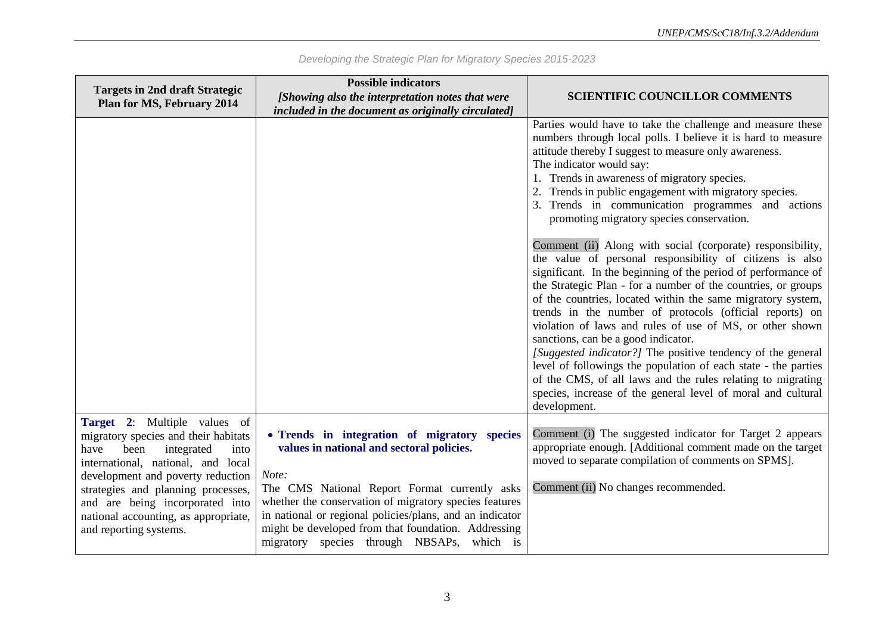| Targets in 2nd draft Strategic Plan for MS, February 2014 | Possible indicators *[Showing also the interpretation notes that were included in the document as originally circulated]* | SCIENTIFIC COUNCILLOR COMMENTS |
|---|---|---|
| | | Parties would have to take the challenge and measure these numbers through local polls. I believe it is hard to measure attitude thereby I suggest to measure only awareness.<br>The indicator would say:<br>1. Trends in awareness of migratory species.<br>2. Trends in public engagement with migratory species.<br>3. Trends in communication programmes and actions promoting migratory species conservation.<br><br>Comment (ii) Along with social (corporate) responsibility, the value of personal responsibility of citizens is also significant. In the beginning of the period of performance of the Strategic Plan - for a number of the countries, or groups of the countries, located within the same migratory system, trends in the number of protocols (official reports) on violation of laws and rules of use of MS, or other shown sanctions, can be a good indicator.<br>*[Suggested indicator?]* The positive tendency of the general level of followings the population of each state - the parties of the CMS, of all laws and the rules relating to migrating species, increase of the general level of moral and cultural development. |
| **Target 2**: Multiple values of migratory species and their habitats have been integrated into international, national, and local development and poverty reduction strategies and planning processes, and are being incorporated into national accounting, as appropriate, and reporting systems. | • **Trends in integration of migratory species values in national and sectoral policies.**<br><br>*Note:*<br>The CMS National Report Format currently asks whether the conservation of migratory species features in national or regional policies/plans, and an indicator might be developed from that foundation. Addressing migratory species through NBSAPs, which is | Comment (i) The suggested indicator for Target 2 appears appropriate enough. [Additional comment made on the target moved to separate compilation of comments on SPMS].<br><br>Comment (ii) No changes recommended. |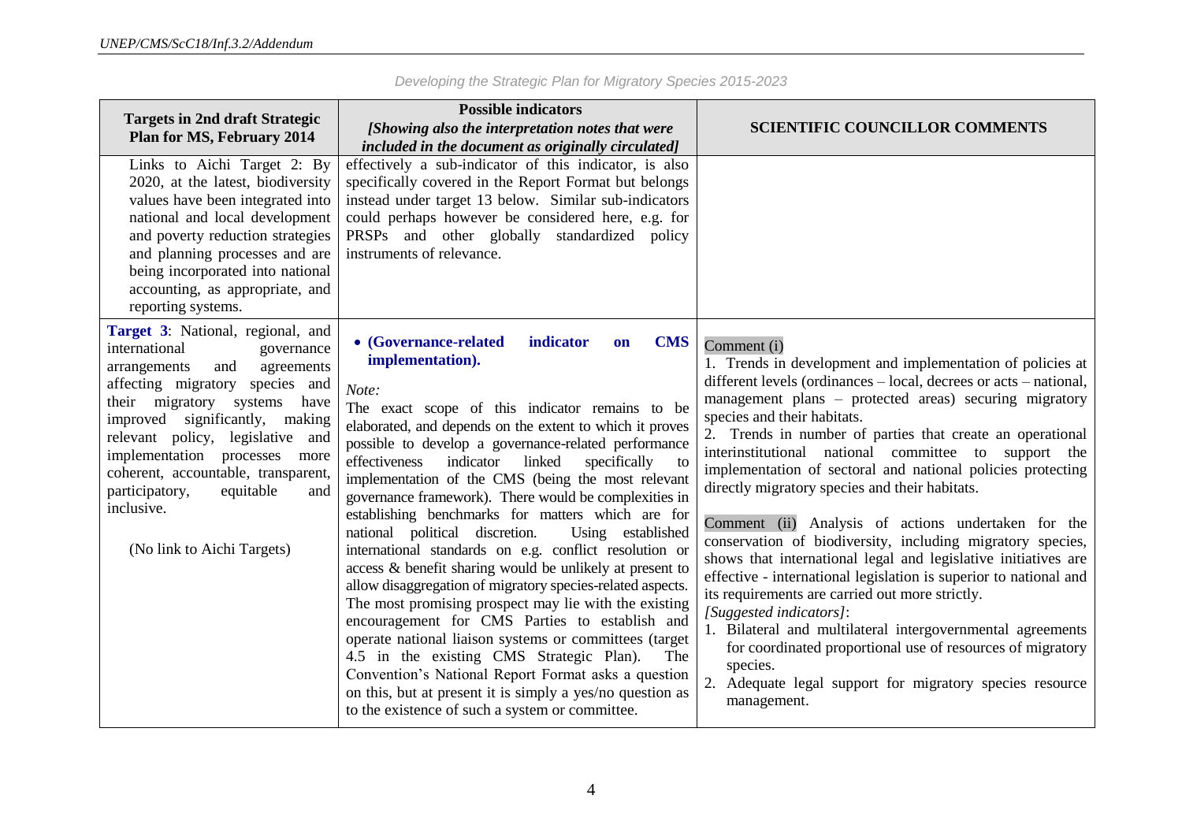| Targets in 2nd draft Strategic Plan for MS, February 2014 | Possible indicators *[Showing also the interpretation notes that were included in the document as originally circulated]* | SCIENTIFIC COUNCILLOR COMMENTS |
|---|---|---|
| Links to Aichi Target 2: By 2020, at the latest, biodiversity values have been integrated into national and local development and poverty reduction strategies and planning processes and are being incorporated into national accounting, as appropriate, and reporting systems. | effectively a sub-indicator of this indicator, is also specifically covered in the Report Format but belongs instead under target 13 below. Similar sub-indicators could perhaps however be considered here, e.g. for PRSPs and other globally standardized policy instruments of relevance. | |
| **Target 3**: National, regional, and international governance arrangements and agreements affecting migratory species and their migratory systems have improved significantly, making relevant policy, legislative and implementation processes more coherent, accountable, transparent, participatory, equitable and inclusive.<br><br>(No link to Aichi Targets) | • **(Governance-related indicator on CMS implementation).**<br><br>*Note:*<br>The exact scope of this indicator remains to be elaborated, and depends on the extent to which it proves possible to develop a governance-related performance effectiveness indicator linked specifically to implementation of the CMS (being the most relevant governance framework). There would be complexities in establishing benchmarks for matters which are for national political discretion. Using established international standards on e.g. conflict resolution or access & benefit sharing would be unlikely at present to allow disaggregation of migratory species-related aspects. The most promising prospect may lie with the existing encouragement for CMS Parties to establish and operate national liaison systems or committees (target 4.5 in the existing CMS Strategic Plan). The Convention's National Report Format asks a question on this, but at present it is simply a yes/no question as to the existence of such a system or committee. | Comment (i)<br>1. Trends in development and implementation of policies at different levels (ordinances – local, decrees or acts – national, management plans – protected areas) securing migratory species and their habitats.<br>2. Trends in number of parties that create an operational interinstitutional national committee to support the implementation of sectoral and national policies protecting directly migratory species and their habitats.<br><br>Comment (ii) Analysis of actions undertaken for the conservation of biodiversity, including migratory species, shows that international legal and legislative initiatives are effective - international legislation is superior to national and its requirements are carried out more strictly.<br>*[Suggested indicators]*:<br>1. Bilateral and multilateral intergovernmental agreements for coordinated proportional use of resources of migratory species.<br>2. Adequate legal support for migratory species resource management. |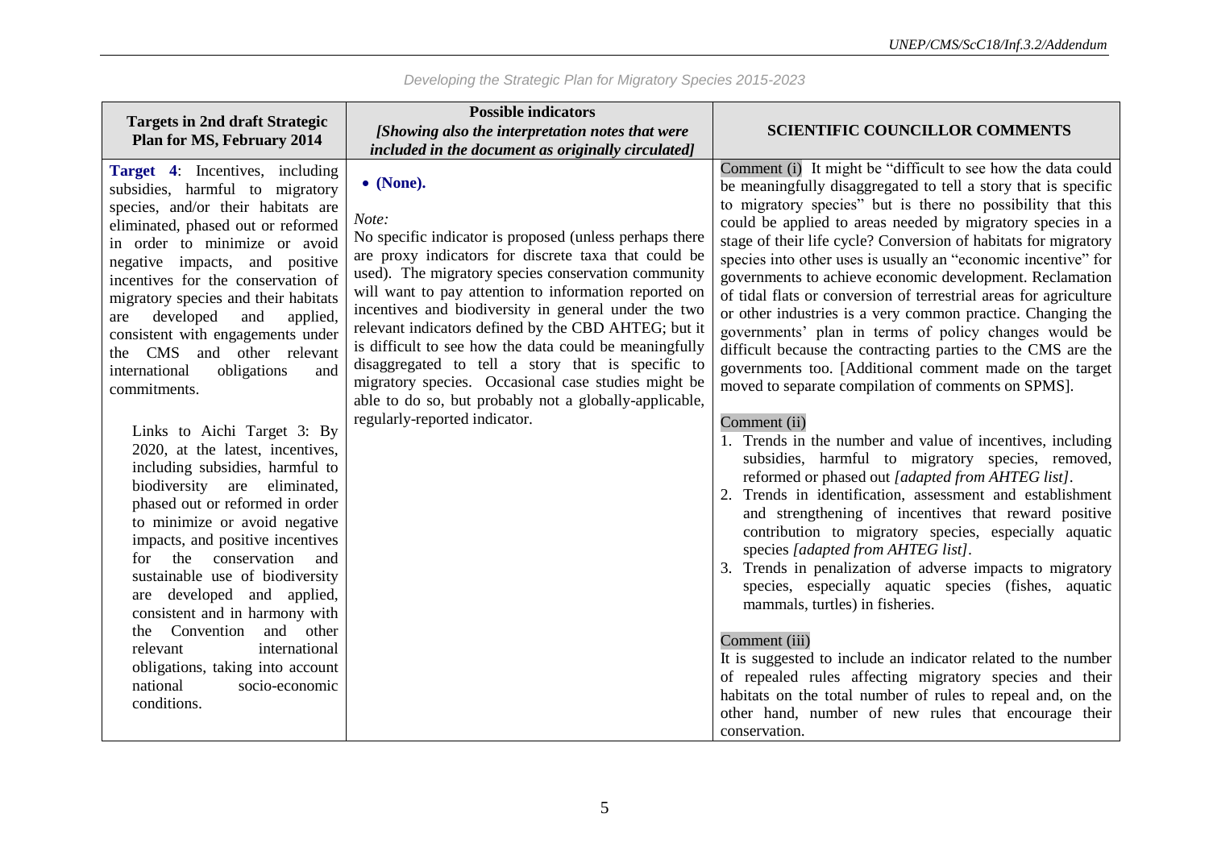*Developing the Strategic Plan for Migratory Species 2015-2023*

| Targets in 2nd draft Strategic Plan for MS, February 2014 | Possible indicators *[Showing also the interpretation notes that were included in the document as originally circulated]* | SCIENTIFIC COUNCILLOR COMMENTS |
|---|---|---|
| **Target 4**: Incentives, including subsidies, harmful to migratory species, and/or their habitats are eliminated, phased out or reformed in order to minimize or avoid negative impacts, and positive incentives for the conservation of migratory species and their habitats are developed and applied, consistent with engagements under the CMS and other relevant international obligations and commitments.<br><br>Links to Aichi Target 3: By 2020, at the latest, incentives, including subsidies, harmful to biodiversity are eliminated, phased out or reformed in order to minimize or avoid negative impacts, and positive incentives for the conservation and sustainable use of biodiversity are developed and applied, consistent and in harmony with the Convention and other relevant international obligations, taking into account national socio-economic conditions. | • **(None).**<br><br>*Note:*<br>No specific indicator is proposed (unless perhaps there are proxy indicators for discrete taxa that could be used). The migratory species conservation community will want to pay attention to information reported on incentives and biodiversity in general under the two relevant indicators defined by the CBD AHTEG; but it is difficult to see how the data could be meaningfully disaggregated to tell a story that is specific to migratory species. Occasional case studies might be able to do so, but probably not a globally-applicable, regularly-reported indicator. | Comment (i) It might be "difficult to see how the data could be meaningfully disaggregated to tell a story that is specific to migratory species" but is there no possibility that this could be applied to areas needed by migratory species in a stage of their life cycle? Conversion of habitats for migratory species into other uses is usually an "economic incentive" for governments to achieve economic development. Reclamation of tidal flats or conversion of terrestrial areas for agriculture or other industries is a very common practice. Changing the governments' plan in terms of policy changes would be difficult because the contracting parties to the CMS are the governments too. [Additional comment made on the target moved to separate compilation of comments on SPMS].<br><br>Comment (ii)<br>1. Trends in the number and value of incentives, including subsidies, harmful to migratory species, removed, reformed or phased out *[adapted from AHTEG list]*.<br>2. Trends in identification, assessment and establishment and strengthening of incentives that reward positive contribution to migratory species, especially aquatic species *[adapted from AHTEG list]*.<br>3. Trends in penalization of adverse impacts to migratory species, especially aquatic species (fishes, aquatic mammals, turtles) in fisheries.<br><br>Comment (iii)<br>It is suggested to include an indicator related to the number of repealed rules affecting migratory species and their habitats on the total number of rules to repeal and, on the other hand, number of new rules that encourage their conservation. |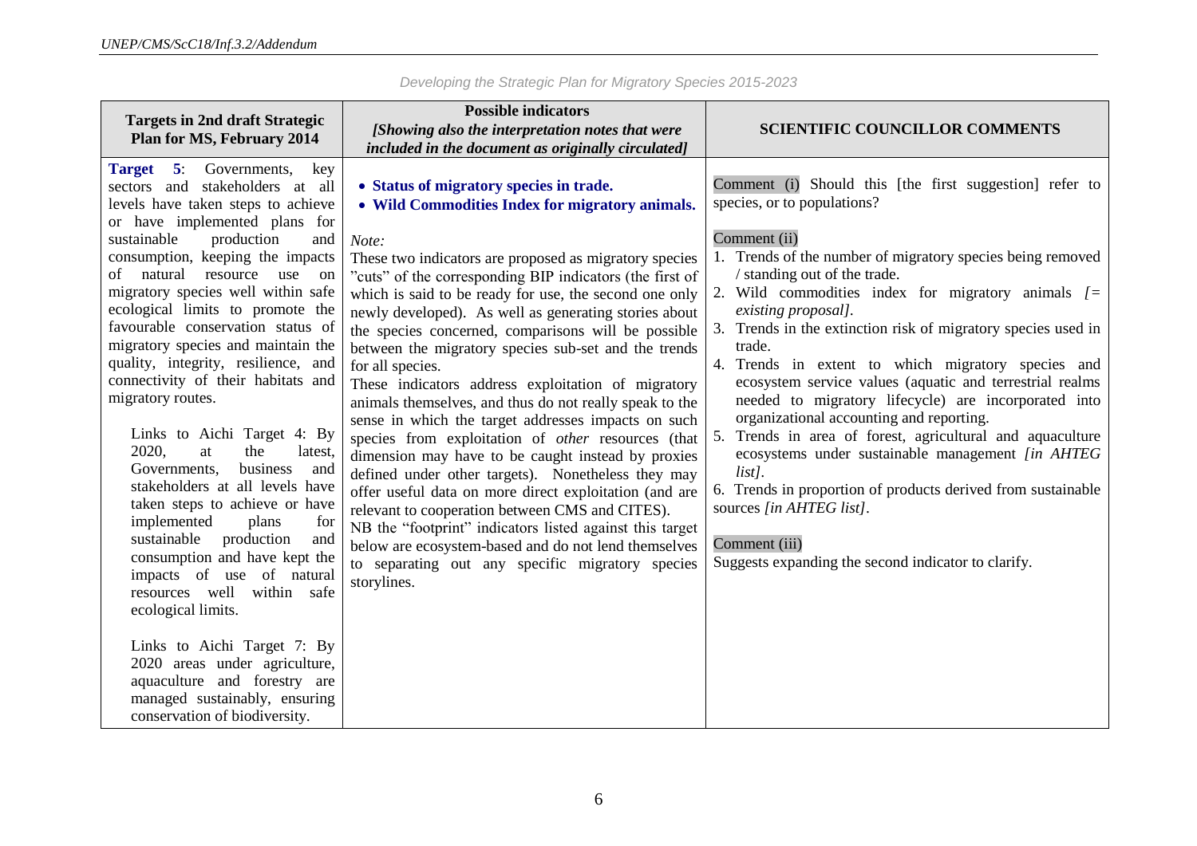*Developing the Strategic Plan for Migratory Species 2015-2023*

| Targets in 2nd draft Strategic Plan for MS, February 2014 | Possible indicators *[Showing also the interpretation notes that were included in the document as originally circulated]* | SCIENTIFIC COUNCILLOR COMMENTS |
|---|---|---|
| **Target 5**: Governments, key sectors and stakeholders at all levels have taken steps to achieve or have implemented plans for sustainable production and consumption, keeping the impacts of natural resource use on migratory species well within safe ecological limits to promote the favourable conservation status of migratory species and maintain the quality, integrity, resilience, and connectivity of their habitats and migratory routes.<br><br>Links to Aichi Target 4: By 2020, at the latest, Governments, business and stakeholders at all levels have taken steps to achieve or have implemented plans for sustainable production and consumption and have kept the impacts of use of natural resources well within safe ecological limits.<br><br>Links to Aichi Target 7: By 2020 areas under agriculture, aquaculture and forestry are managed sustainably, ensuring conservation of biodiversity. | • **Status of migratory species in trade.**<br>• **Wild Commodities Index for migratory animals.**<br><br>*Note:*<br>These two indicators are proposed as migratory species "cuts" of the corresponding BIP indicators (the first of which is said to be ready for use, the second one only newly developed). As well as generating stories about the species concerned, comparisons will be possible between the migratory species sub-set and the trends for all species.<br>These indicators address exploitation of migratory animals themselves, and thus do not really speak to the sense in which the target addresses impacts on such species from exploitation of *other* resources (that dimension may have to be caught instead by proxies defined under other targets). Nonetheless they may offer useful data on more direct exploitation (and are relevant to cooperation between CMS and CITES).<br>NB the "footprint" indicators listed against this target below are ecosystem-based and do not lend themselves to separating out any specific migratory species storylines. | Comment (i) Should this [the first suggestion] refer to species, or to populations?<br><br>Comment (ii)<br>1. Trends of the number of migratory species being removed / standing out of the trade.<br>2. Wild commodities index for migratory animals *[= existing proposal]*.<br>3. Trends in the extinction risk of migratory species used in trade.<br>4. Trends in extent to which migratory species and ecosystem service values (aquatic and terrestrial realms needed to migratory lifecycle) are incorporated into organizational accounting and reporting.<br>5. Trends in area of forest, agricultural and aquaculture ecosystems under sustainable management *[in AHTEG list]*.<br>6. Trends in proportion of products derived from sustainable sources *[in AHTEG list]*.<br><br>Comment (iii)<br>Suggests expanding the second indicator to clarify. |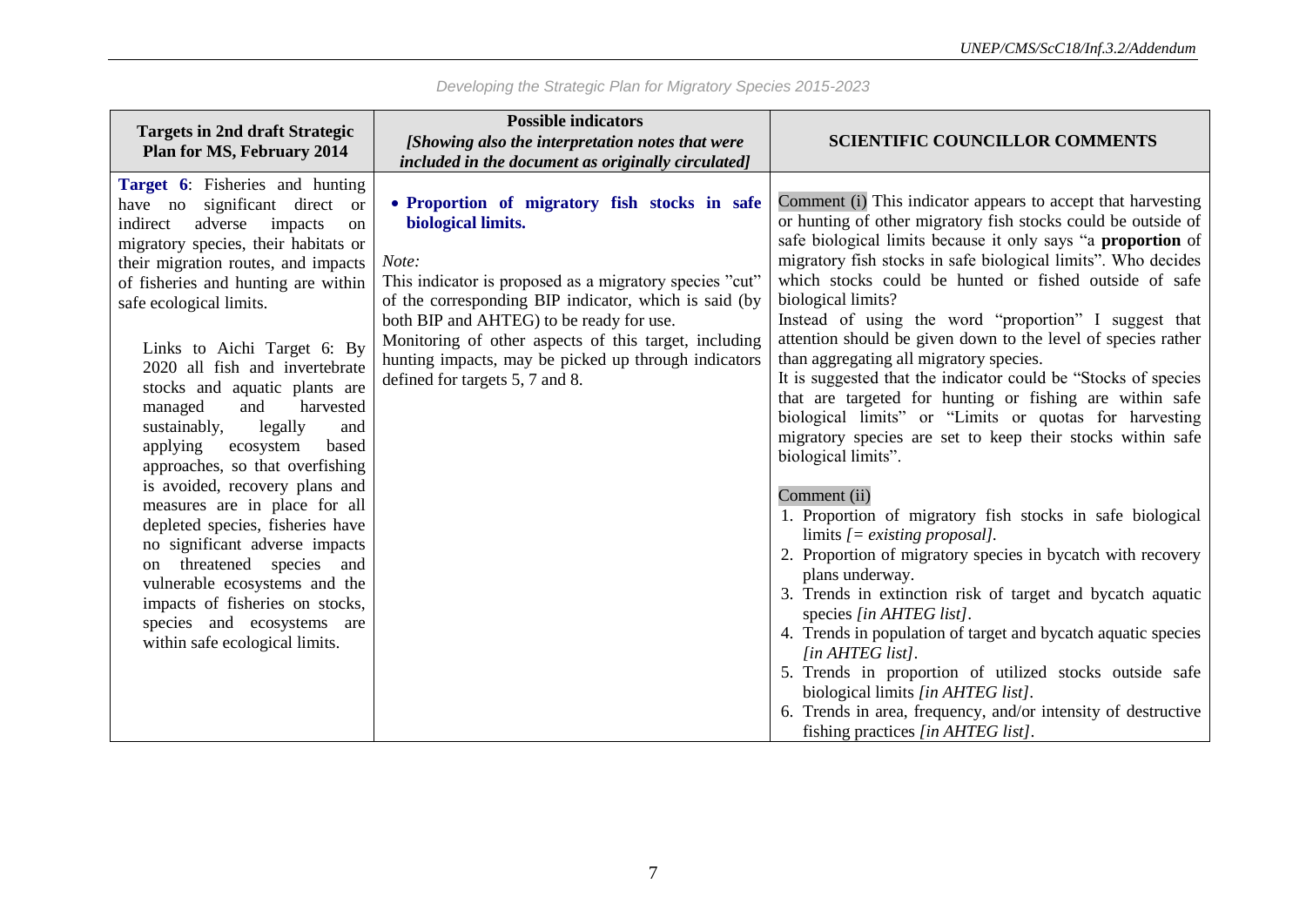*Developing the Strategic Plan for Migratory Species 2015-2023*

| Targets in 2nd draft Strategic Plan for MS, February 2014 | Possible indicators *[Showing also the interpretation notes that were included in the document as originally circulated]* | SCIENTIFIC COUNCILLOR COMMENTS |
|---|---|---|
| **Target 6**: Fisheries and hunting have no significant direct or indirect adverse impacts on migratory species, their habitats or their migration routes, and impacts of fisheries and hunting are within safe ecological limits.<br><br>Links to Aichi Target 6: By 2020 all fish and invertebrate stocks and aquatic plants are managed and harvested sustainably, legally and applying ecosystem based approaches, so that overfishing is avoided, recovery plans and measures are in place for all depleted species, fisheries have no significant adverse impacts on threatened species and vulnerable ecosystems and the impacts of fisheries on stocks, species and ecosystems are within safe ecological limits. | • **Proportion of migratory fish stocks in safe biological limits.**<br><br>*Note:*<br>This indicator is proposed as a migratory species "cut" of the corresponding BIP indicator, which is said (by both BIP and AHTEG) to be ready for use.<br>Monitoring of other aspects of this target, including hunting impacts, may be picked up through indicators defined for targets 5, 7 and 8. | Comment (i) This indicator appears to accept that harvesting or hunting of other migratory fish stocks could be outside of safe biological limits because it only says "a **proportion** of migratory fish stocks in safe biological limits". Who decides which stocks could be hunted or fished outside of safe biological limits?<br>Instead of using the word "proportion" I suggest that attention should be given down to the level of species rather than aggregating all migratory species.<br>It is suggested that the indicator could be "Stocks of species that are targeted for hunting or fishing are within safe biological limits" or "Limits or quotas for harvesting migratory species are set to keep their stocks within safe biological limits".<br><br>Comment (ii)<br>1. Proportion of migratory fish stocks in safe biological limits *[= existing proposal]*.<br>2. Proportion of migratory species in bycatch with recovery plans underway.<br>3. Trends in extinction risk of target and bycatch aquatic species *[in AHTEG list]*.<br>4. Trends in population of target and bycatch aquatic species *[in AHTEG list]*.<br>5. Trends in proportion of utilized stocks outside safe biological limits *[in AHTEG list]*.<br>6. Trends in area, frequency, and/or intensity of destructive fishing practices *[in AHTEG list]*. |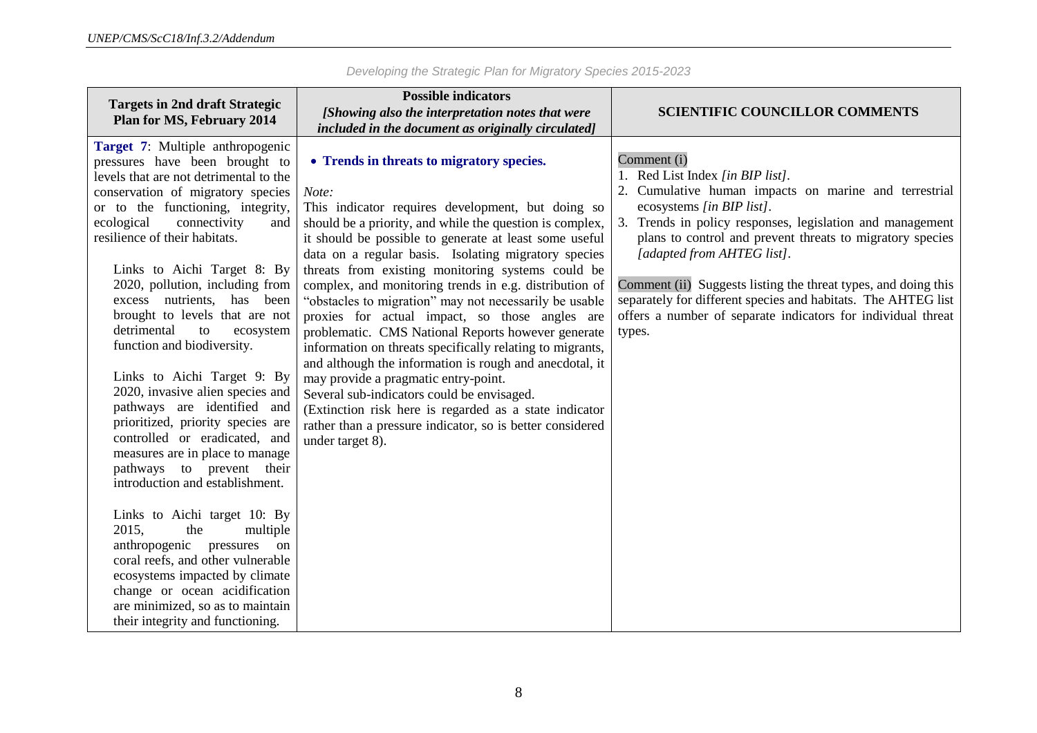*Developing the Strategic Plan for Migratory Species 2015-2023*

| Targets in 2nd draft Strategic Plan for MS, February 2014 | Possible indicators *[Showing also the interpretation notes that were included in the document as originally circulated]* | SCIENTIFIC COUNCILLOR COMMENTS |
|---|---|---|
| **Target 7**: Multiple anthropogenic pressures have been brought to levels that are not detrimental to the conservation of migratory species or to the functioning, integrity, ecological connectivity and resilience of their habitats.<br><br>Links to Aichi Target 8: By 2020, pollution, including from excess nutrients, has been brought to levels that are not detrimental to ecosystem function and biodiversity.<br><br>Links to Aichi Target 9: By 2020, invasive alien species and pathways are identified and prioritized, priority species are controlled or eradicated, and measures are in place to manage pathways to prevent their introduction and establishment.<br><br>Links to Aichi target 10: By 2015, the multiple anthropogenic pressures on coral reefs, and other vulnerable ecosystems impacted by climate change or ocean acidification are minimized, so as to maintain their integrity and functioning. | • **Trends in threats to migratory species.**<br><br>*Note:*<br>This indicator requires development, but doing so should be a priority, and while the question is complex, it should be possible to generate at least some useful data on a regular basis. Isolating migratory species threats from existing monitoring systems could be complex, and monitoring trends in e.g. distribution of "obstacles to migration" may not necessarily be usable proxies for actual impact, so those angles are problematic. CMS National Reports however generate information on threats specifically relating to migrants, and although the information is rough and anecdotal, it may provide a pragmatic entry-point.<br>Several sub-indicators could be envisaged.<br>(Extinction risk here is regarded as a state indicator rather than a pressure indicator, so is better considered under target 8). | Comment (i)<br>1. Red List Index *[in BIP list]*.<br>2. Cumulative human impacts on marine and terrestrial ecosystems *[in BIP list]*.<br>3. Trends in policy responses, legislation and management plans to control and prevent threats to migratory species *[adapted from AHTEG list]*.<br><br>Comment (ii) Suggests listing the threat types, and doing this separately for different species and habitats. The AHTEG list offers a number of separate indicators for individual threat types. |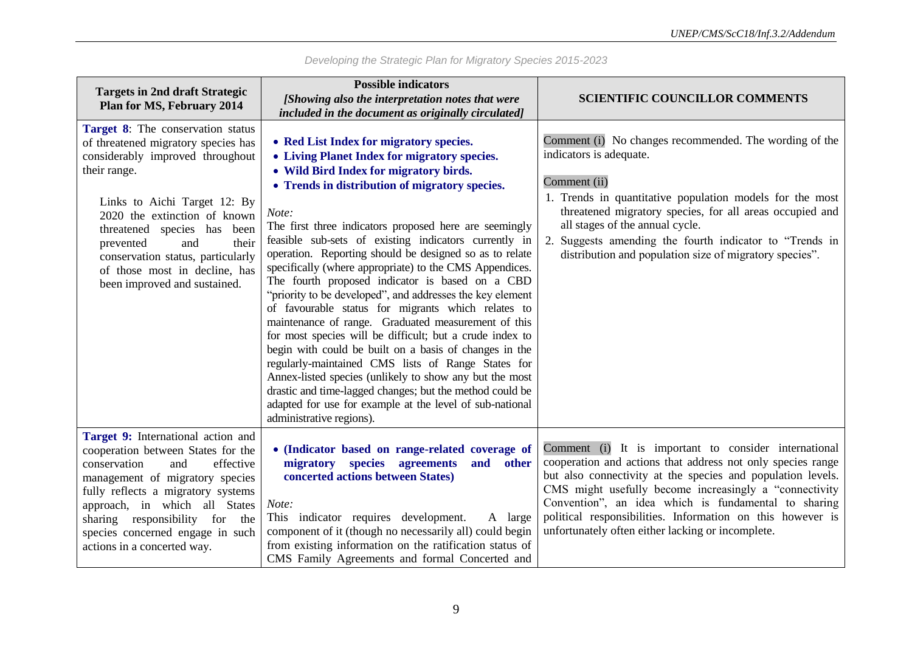*Developing the Strategic Plan for Migratory Species 2015-2023*

| Targets in 2nd draft Strategic Plan for MS, February 2014 | Possible indicators *[Showing also the interpretation notes that were included in the document as originally circulated]* | SCIENTIFIC COUNCILLOR COMMENTS |
|---|---|---|
| **Target 8**: The conservation status of threatened migratory species has considerably improved throughout their range.<br><br>Links to Aichi Target 12: By 2020 the extinction of known threatened species has been prevented and their conservation status, particularly of those most in decline, has been improved and sustained. | • **Red List Index for migratory species.**<br>• **Living Planet Index for migratory species.**<br>• **Wild Bird Index for migratory birds.**<br>• **Trends in distribution of migratory species.**<br><br>*Note:*<br>The first three indicators proposed here are seemingly feasible sub-sets of existing indicators currently in operation. Reporting should be designed so as to relate specifically (where appropriate) to the CMS Appendices. The fourth proposed indicator is based on a CBD "priority to be developed", and addresses the key element of favourable status for migrants which relates to maintenance of range. Graduated measurement of this for most species will be difficult; but a crude index to begin with could be built on a basis of changes in the regularly-maintained CMS lists of Range States for Annex-listed species (unlikely to show any but the most drastic and time-lagged changes; but the method could be adapted for use for example at the level of sub-national administrative regions). | Comment (i) No changes recommended. The wording of the indicators is adequate.<br><br>Comment (ii)<br>1. Trends in quantitative population models for the most threatened migratory species, for all areas occupied and all stages of the annual cycle.<br>2. Suggests amending the fourth indicator to "Trends in distribution and population size of migratory species". |
| **Target 9:** International action and cooperation between States for the conservation and effective management of migratory species fully reflects a migratory systems approach, in which all States sharing responsibility for the species concerned engage in such actions in a concerted way. | • **(Indicator based on range-related coverage of migratory species agreements and other concerted actions between States)**<br><br>*Note:*<br>This indicator requires development. A large component of it (though no necessarily all) could begin from existing information on the ratification status of CMS Family Agreements and formal Concerted and | Comment (i) It is important to consider international cooperation and actions that address not only species range but also connectivity at the species and population levels. CMS might usefully become increasingly a "connectivity Convention", an idea which is fundamental to sharing political responsibilities. Information on this however is unfortunately often either lacking or incomplete. |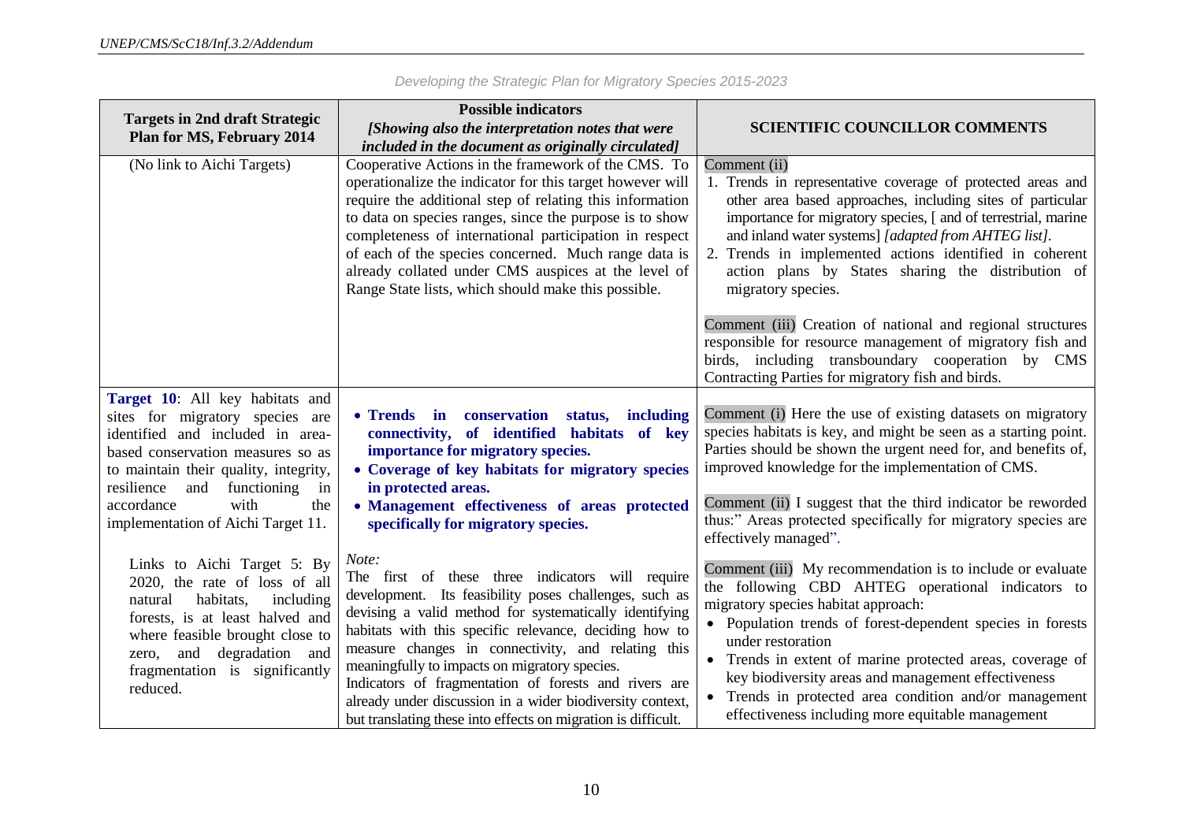| Targets in 2nd draft Strategic Plan for MS, February 2014 | Possible indicators<br>*[Showing also the interpretation notes that were included in the document as originally circulated]* | SCIENTIFIC COUNCILLOR COMMENTS |
|---|---|---|
| (No link to Aichi Targets) | Cooperative Actions in the framework of the CMS. To operationalize the indicator for this target however will require the additional step of relating this information to data on species ranges, since the purpose is to show completeness of international participation in respect of each of the species concerned. Much range data is already collated under CMS auspices at the level of Range State lists, which should make this possible. | Comment (ii)<br>1. Trends in representative coverage of protected areas and other area based approaches, including sites of particular importance for migratory species, [ and of terrestrial, marine and inland water systems] *[adapted from AHTEG list]*.<br>2. Trends in implemented actions identified in coherent action plans by States sharing the distribution of migratory species.<br><br>Comment (iii) Creation of national and regional structures responsible for resource management of migratory fish and birds, including transboundary cooperation by CMS Contracting Parties for migratory fish and birds. |
| **Target 10**: All key habitats and sites for migratory species are identified and included in area-based conservation measures so as to maintain their quality, integrity, resilience and functioning in accordance with the implementation of Aichi Target 11.<br><br>Links to Aichi Target 5: By 2020, the rate of loss of all natural habitats, including forests, is at least halved and where feasible brought close to zero, and degradation and fragmentation is significantly reduced. | • **Trends in conservation status, including connectivity, of identified habitats of key importance for migratory species.**<br>• **Coverage of key habitats for migratory species in protected areas.**<br>• **Management effectiveness of areas protected specifically for migratory species.**<br><br>*Note:*<br>The first of these three indicators will require development. Its feasibility poses challenges, such as devising a valid method for systematically identifying habitats with this specific relevance, deciding how to measure changes in connectivity, and relating this meaningfully to impacts on migratory species.<br>Indicators of fragmentation of forests and rivers are already under discussion in a wider biodiversity context, but translating these into effects on migration is difficult. | Comment (i) Here the use of existing datasets on migratory species habitats is key, and might be seen as a starting point. Parties should be shown the urgent need for, and benefits of, improved knowledge for the implementation of CMS.<br><br>Comment (ii) I suggest that the third indicator be reworded thus:" Areas protected specifically for migratory species are effectively managed".<br><br>Comment (iii) My recommendation is to include or evaluate the following CBD AHTEG operational indicators to migratory species habitat approach:<br>• Population trends of forest-dependent species in forests under restoration<br>• Trends in extent of marine protected areas, coverage of key biodiversity areas and management effectiveness<br>• Trends in protected area condition and/or management effectiveness including more equitable management |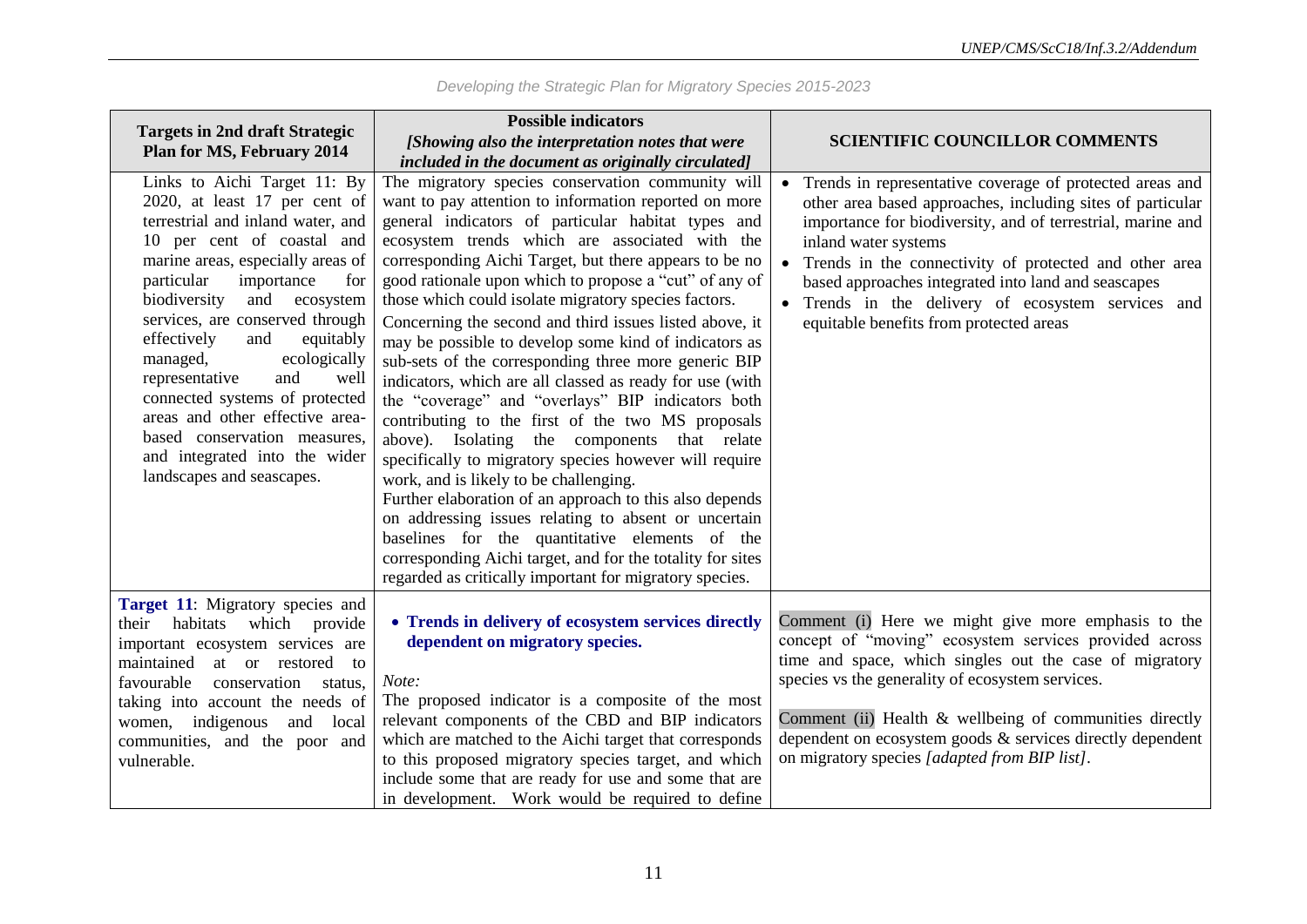| Targets in 2nd draft Strategic Plan for MS, February 2014 | Possible indicators *[Showing also the interpretation notes that were included in the document as originally circulated]* | SCIENTIFIC COUNCILLOR COMMENTS |
|---|---|---|
| Links to Aichi Target 11: By 2020, at least 17 per cent of terrestrial and inland water, and 10 per cent of coastal and marine areas, especially areas of particular importance for biodiversity and ecosystem services, are conserved through effectively and equitably managed, ecologically representative and well connected systems of protected areas and other effective area-based conservation measures, and integrated into the wider landscapes and seascapes. | The migratory species conservation community will want to pay attention to information reported on more general indicators of particular habitat types and ecosystem trends which are associated with the corresponding Aichi Target, but there appears to be no good rationale upon which to propose a "cut" of any of those which could isolate migratory species factors. Concerning the second and third issues listed above, it may be possible to develop some kind of indicators as sub-sets of the corresponding three more generic BIP indicators, which are all classed as ready for use (with the "coverage" and "overlays" BIP indicators both contributing to the first of the two MS proposals above). Isolating the components that relate specifically to migratory species however will require work, and is likely to be challenging. Further elaboration of an approach to this also depends on addressing issues relating to absent or uncertain baselines for the quantitative elements of the corresponding Aichi target, and for the totality for sites regarded as critically important for migratory species. | • Trends in representative coverage of protected areas and other area based approaches, including sites of particular importance for biodiversity, and of terrestrial, marine and inland water systems<br>• Trends in the connectivity of protected and other area based approaches integrated into land and seascapes<br>• Trends in the delivery of ecosystem services and equitable benefits from protected areas |
| **Target 11**: Migratory species and their habitats which provide important ecosystem services are maintained at or restored to favourable conservation status, taking into account the needs of women, indigenous and local communities, and the poor and vulnerable. | • **Trends in delivery of ecosystem services directly dependent on migratory species.**<br><br>*Note:*<br>The proposed indicator is a composite of the most relevant components of the CBD and BIP indicators which are matched to the Aichi target that corresponds to this proposed migratory species target, and which include some that are ready for use and some that are in development. Work would be required to define | Comment (i) Here we might give more emphasis to the concept of "moving" ecosystem services provided across time and space, which singles out the case of migratory species vs the generality of ecosystem services.<br><br>Comment (ii) Health & wellbeing of communities directly dependent on ecosystem goods & services directly dependent on migratory species *[adapted from BIP list]*. |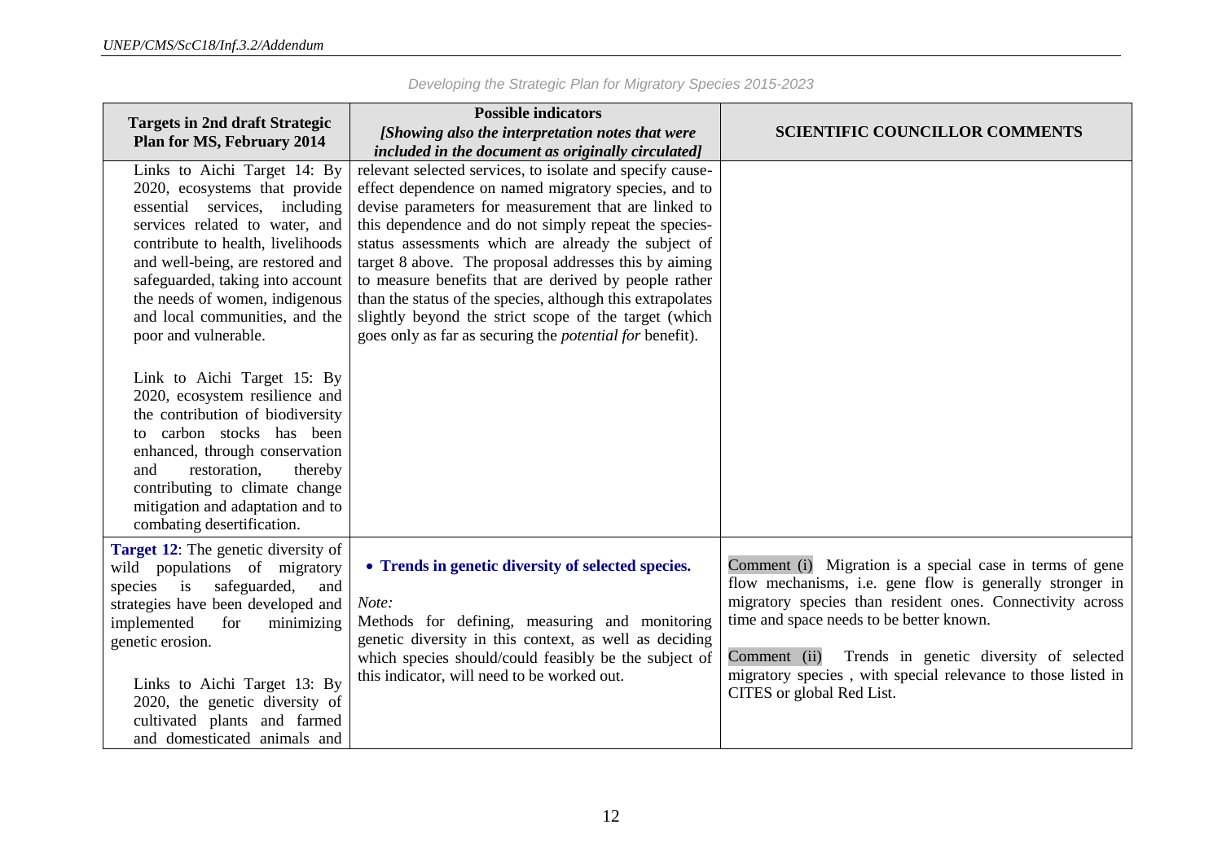*Developing the Strategic Plan for Migratory Species 2015-2023*

| Targets in 2nd draft Strategic Plan for MS, February 2014 | Possible indicators *[Showing also the interpretation notes that were included in the document as originally circulated]* | SCIENTIFIC COUNCILLOR COMMENTS |
|---|---|---|
| Links to Aichi Target 14: By 2020, ecosystems that provide essential services, including services related to water, and contribute to health, livelihoods and well-being, are restored and safeguarded, taking into account the needs of women, indigenous and local communities, and the poor and vulnerable.<br><br>Link to Aichi Target 15: By 2020, ecosystem resilience and the contribution of biodiversity to carbon stocks has been enhanced, through conservation and restoration, thereby contributing to climate change mitigation and adaptation and to combating desertification. | relevant selected services, to isolate and specify cause-effect dependence on named migratory species, and to devise parameters for measurement that are linked to this dependence and do not simply repeat the species-status assessments which are already the subject of target 8 above. The proposal addresses this by aiming to measure benefits that are derived by people rather than the status of the species, although this extrapolates slightly beyond the strict scope of the target (which goes only as far as securing the *potential for* benefit). | |
| **Target 12**: The genetic diversity of wild populations of migratory species is safeguarded, and strategies have been developed and implemented for minimizing genetic erosion.<br><br>Links to Aichi Target 13: By 2020, the genetic diversity of cultivated plants and farmed and domesticated animals and | • **Trends in genetic diversity of selected species.**<br><br>*Note:*<br>Methods for defining, measuring and monitoring genetic diversity in this context, as well as deciding which species should/could feasibly be the subject of this indicator, will need to be worked out. | Comment (i) Migration is a special case in terms of gene flow mechanisms, i.e. gene flow is generally stronger in migratory species than resident ones. Connectivity across time and space needs to be better known.<br><br>Comment (ii) Trends in genetic diversity of selected migratory species , with special relevance to those listed in CITES or global Red List. |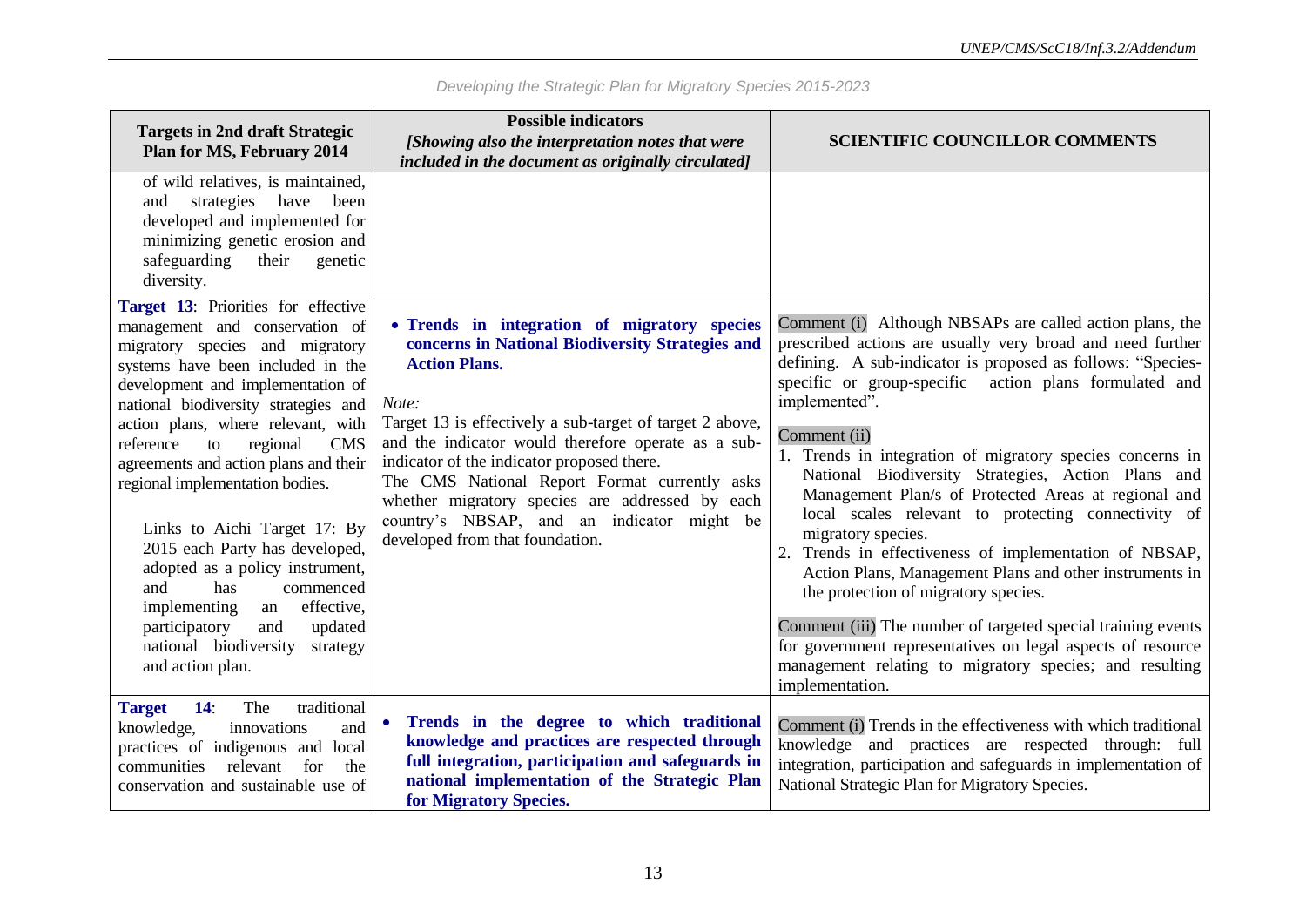*Developing the Strategic Plan for Migratory Species 2015-2023*

| Targets in 2nd draft Strategic Plan for MS, February 2014 | Possible indicators *[Showing also the interpretation notes that were included in the document as originally circulated]* | SCIENTIFIC COUNCILLOR COMMENTS |
|---|---|---|
| of wild relatives, is maintained, and strategies have been developed and implemented for minimizing genetic erosion and safeguarding their genetic diversity. | | |
| **Target 13**: Priorities for effective management and conservation of migratory species and migratory systems have been included in the development and implementation of national biodiversity strategies and action plans, where relevant, with reference to regional CMS agreements and action plans and their regional implementation bodies.<br><br>Links to Aichi Target 17: By 2015 each Party has developed, adopted as a policy instrument, and has commenced implementing an effective, participatory and updated national biodiversity strategy and action plan. | • **Trends in integration of migratory species concerns in National Biodiversity Strategies and Action Plans.**<br><br>*Note:*<br>Target 13 is effectively a sub-target of target 2 above, and the indicator would therefore operate as a sub-indicator of the indicator proposed there.<br>The CMS National Report Format currently asks whether migratory species are addressed by each country's NBSAP, and an indicator might be developed from that foundation. | Comment (i) Although NBSAPs are called action plans, the prescribed actions are usually very broad and need further defining. A sub-indicator is proposed as follows: "Species-specific or group-specific action plans formulated and implemented".<br><br>Comment (ii)<br>1. Trends in integration of migratory species concerns in National Biodiversity Strategies, Action Plans and Management Plan/s of Protected Areas at regional and local scales relevant to protecting connectivity of migratory species.<br>2. Trends in effectiveness of implementation of NBSAP, Action Plans, Management Plans and other instruments in the protection of migratory species.<br><br>Comment (iii) The number of targeted special training events for government representatives on legal aspects of resource management relating to migratory species; and resulting implementation. |
| **Target 14**: The traditional knowledge, innovations and practices of indigenous and local communities relevant for the conservation and sustainable use of | • **Trends in the degree to which traditional knowledge and practices are respected through full integration, participation and safeguards in national implementation of the Strategic Plan for Migratory Species.** | Comment (i) Trends in the effectiveness with which traditional knowledge and practices are respected through: full integration, participation and safeguards in implementation of National Strategic Plan for Migratory Species. |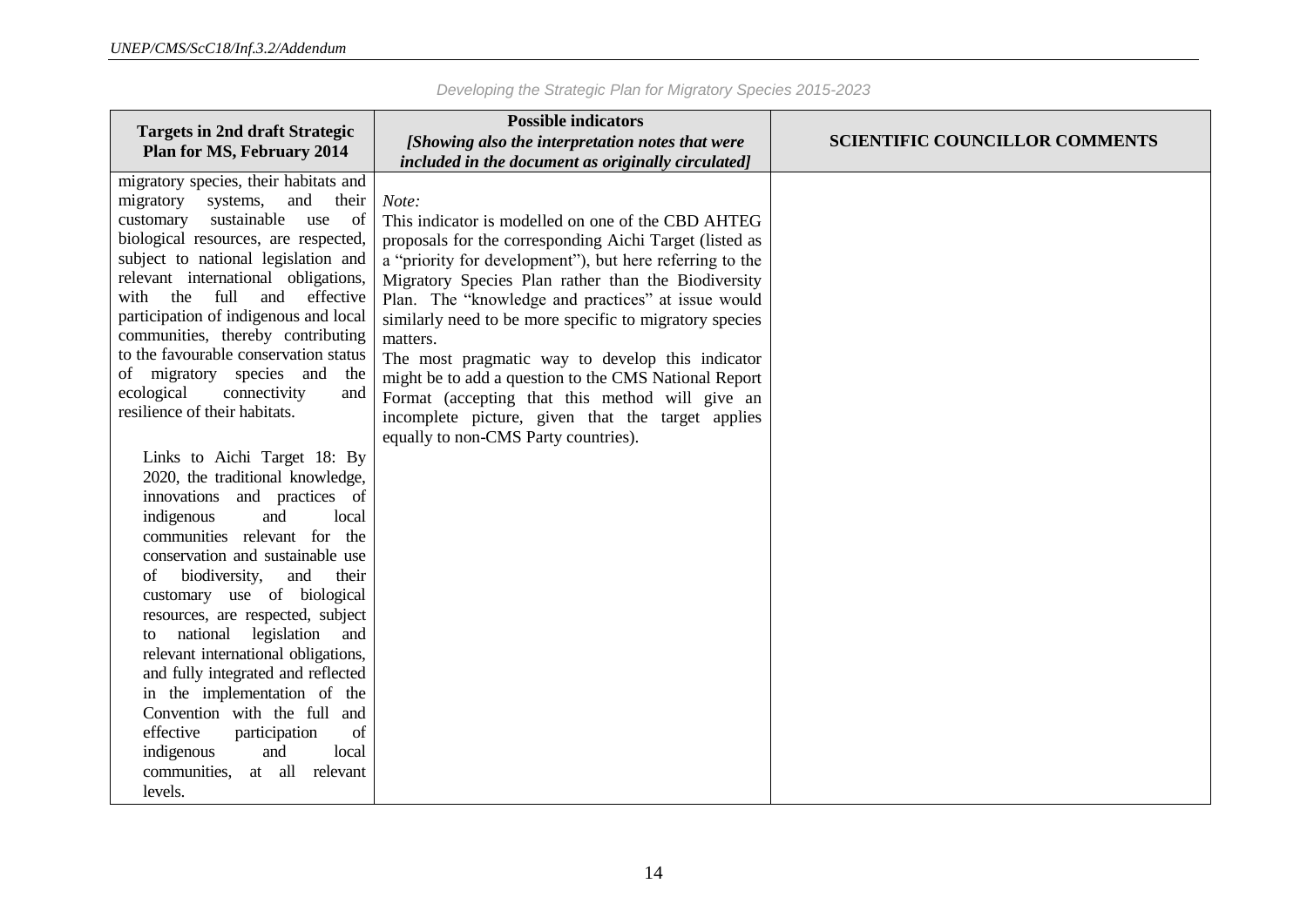*Developing the Strategic Plan for Migratory Species 2015-2023*

| Targets in 2nd draft Strategic Plan for MS, February 2014 | Possible indicators *[Showing also the interpretation notes that were included in the document as originally circulated]* | SCIENTIFIC COUNCILLOR COMMENTS |
|---|---|---|
| migratory species, their habitats and migratory systems, and their customary sustainable use of biological resources, are respected, subject to national legislation and relevant international obligations, with the full and effective participation of indigenous and local communities, thereby contributing to the favourable conservation status of migratory species and the ecological connectivity and resilience of their habitats.<br><br>Links to Aichi Target 18: By 2020, the traditional knowledge, innovations and practices of indigenous and local communities relevant for the conservation and sustainable use of biodiversity, and their customary use of biological resources, are respected, subject to national legislation and relevant international obligations, and fully integrated and reflected in the implementation of the Convention with the full and effective participation of indigenous and local communities, at all relevant levels. | *Note:*<br>This indicator is modelled on one of the CBD AHTEG proposals for the corresponding Aichi Target (listed as a "priority for development"), but here referring to the Migratory Species Plan rather than the Biodiversity Plan. The "knowledge and practices" at issue would similarly need to be more specific to migratory species matters.<br>The most pragmatic way to develop this indicator might be to add a question to the CMS National Report Format (accepting that this method will give an incomplete picture, given that the target applies equally to non-CMS Party countries). | |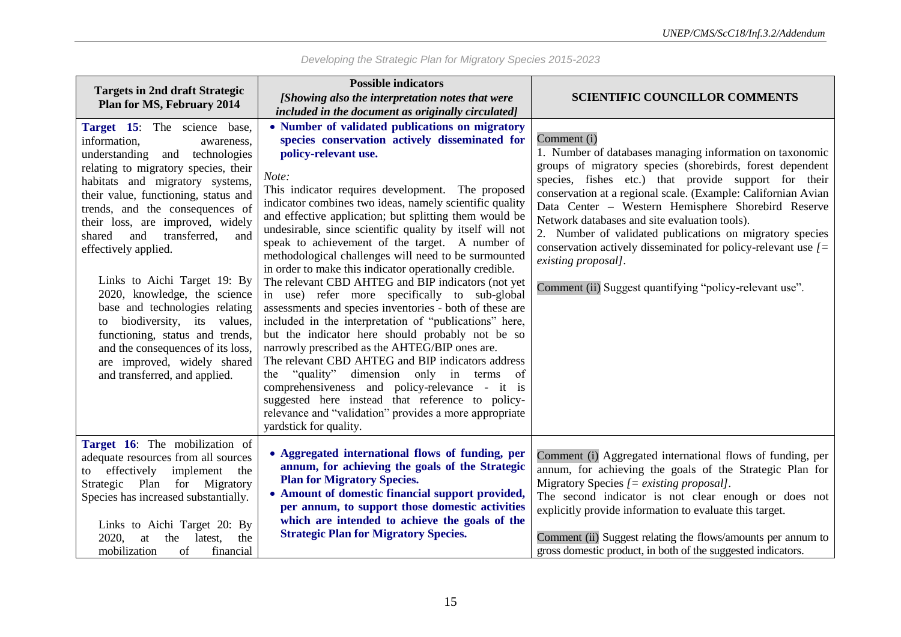*Developing the Strategic Plan for Migratory Species 2015-2023*

| Targets in 2nd draft Strategic Plan for MS, February 2014 | Possible indicators<br>*[Showing also the interpretation notes that were included in the document as originally circulated]* | SCIENTIFIC COUNCILLOR COMMENTS |
|---|---|---|
| **Target 15**: The science base, information, awareness, understanding and technologies relating to migratory species, their habitats and migratory systems, their value, functioning, status and trends, and the consequences of their loss, are improved, widely shared and transferred, and effectively applied.<br><br>Links to Aichi Target 19: By 2020, knowledge, the science base and technologies relating to biodiversity, its values, functioning, status and trends, and the consequences of its loss, are improved, widely shared and transferred, and applied. | • **Number of validated publications on migratory species conservation actively disseminated for policy-relevant use.**<br><br>*Note:*<br>This indicator requires development. The proposed indicator combines two ideas, namely scientific quality and effective application; but splitting them would be undesirable, since scientific quality by itself will not speak to achievement of the target. A number of methodological challenges will need to be surmounted in order to make this indicator operationally credible.<br>The relevant CBD AHTEG and BIP indicators (not yet in use) refer more specifically to sub-global assessments and species inventories - both of these are included in the interpretation of "publications" here, but the indicator here should probably not be so narrowly prescribed as the AHTEG/BIP ones are.<br>The relevant CBD AHTEG and BIP indicators address the "quality" dimension only in terms of comprehensiveness and policy-relevance - it is suggested here instead that reference to policy-relevance and "validation" provides a more appropriate yardstick for quality. | Comment (i)<br>1. Number of databases managing information on taxonomic groups of migratory species (shorebirds, forest dependent species, fishes etc.) that provide support for their conservation at a regional scale. (Example: Californian Avian Data Center – Western Hemisphere Shorebird Reserve Network databases and site evaluation tools).<br>2. Number of validated publications on migratory species conservation actively disseminated for policy-relevant use *[= existing proposal]*.<br><br>Comment (ii) Suggest quantifying "policy-relevant use". |
| **Target 16**: The mobilization of adequate resources from all sources to effectively implement the Strategic Plan for Migratory Species has increased substantially.<br><br>Links to Aichi Target 20: By 2020, at the latest, the mobilization of financial | • **Aggregated international flows of funding, per annum, for achieving the goals of the Strategic Plan for Migratory Species.**<br>• **Amount of domestic financial support provided, per annum, to support those domestic activities which are intended to achieve the goals of the Strategic Plan for Migratory Species.** | Comment (i) Aggregated international flows of funding, per annum, for achieving the goals of the Strategic Plan for Migratory Species *[= existing proposal]*.<br>The second indicator is not clear enough or does not explicitly provide information to evaluate this target.<br><br>Comment (ii) Suggest relating the flows/amounts per annum to gross domestic product, in both of the suggested indicators. |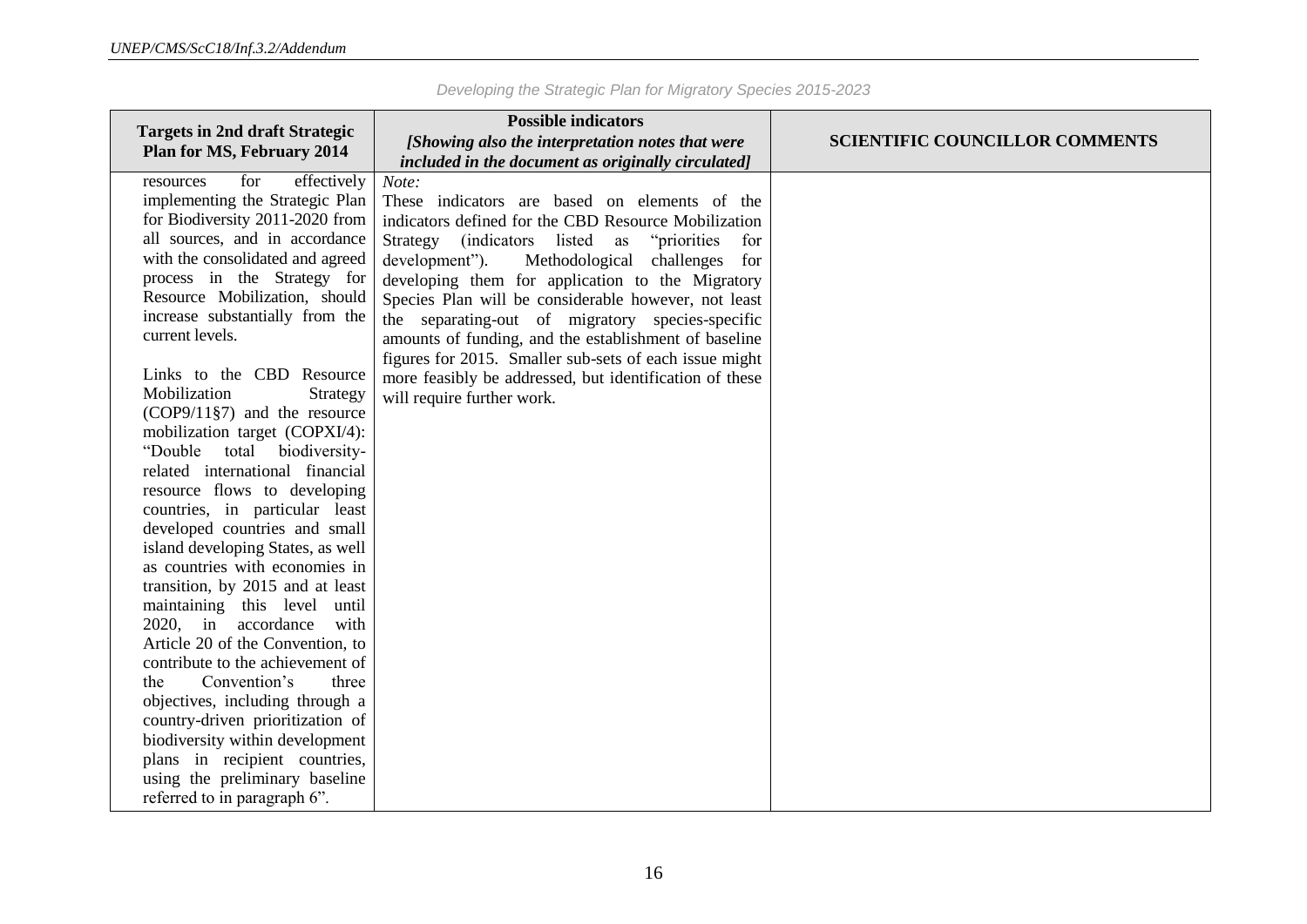| Targets in 2nd draft Strategic Plan for MS, February 2014 | Possible indicators *[Showing also the interpretation notes that were included in the document as originally circulated]* | SCIENTIFIC COUNCILLOR COMMENTS |
|---|---|---|
| resources for effectively implementing the Strategic Plan for Biodiversity 2011-2020 from all sources, and in accordance with the consolidated and agreed process in the Strategy for Resource Mobilization, should increase substantially from the current levels.<br><br>Links to the CBD Resource Mobilization Strategy (COP9/11§7) and the resource mobilization target (COPXI/4): "Double total biodiversity-related international financial resource flows to developing countries, in particular least developed countries and small island developing States, as well as countries with economies in transition, by 2015 and at least maintaining this level until 2020, in accordance with Article 20 of the Convention, to contribute to the achievement of the Convention's three objectives, including through a country-driven prioritization of biodiversity within development plans in recipient countries, using the preliminary baseline referred to in paragraph 6". | *Note:*<br>These indicators are based on elements of the indicators defined for the CBD Resource Mobilization Strategy (indicators listed as "priorities for development"). Methodological challenges for developing them for application to the Migratory Species Plan will be considerable however, not least the separating-out of migratory species-specific amounts of funding, and the establishment of baseline figures for 2015. Smaller sub-sets of each issue might more feasibly be addressed, but identification of these will require further work. | |